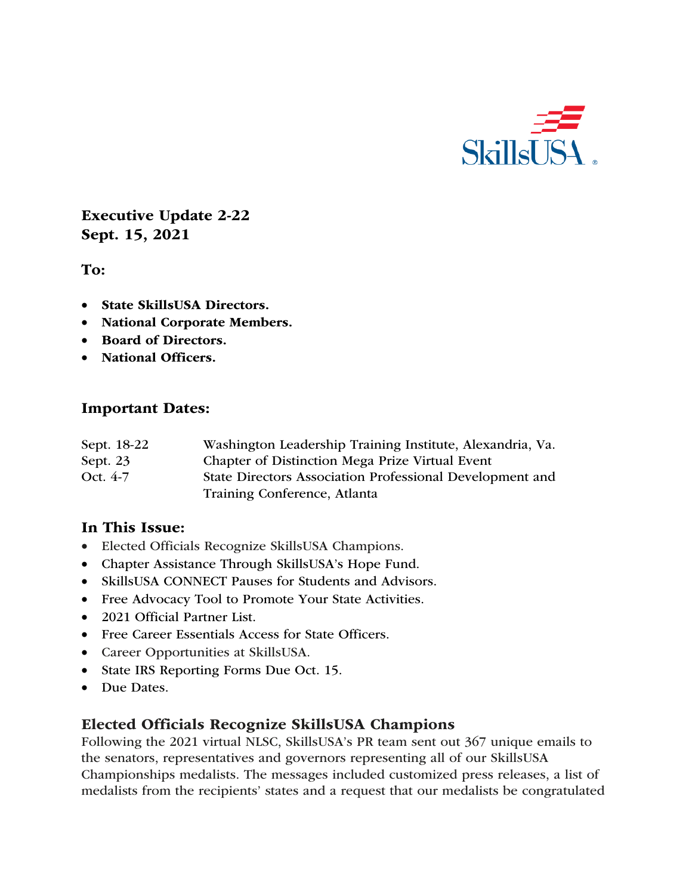SkillsUSA

**Executive Update 2-22**
**Sept. 15, 2021**

**To:**

- **State SkillsUSA Directors.**
- **National Corporate Members.**
- **Board of Directors.**
- **National Officers.**

## Important Dates:

| | |
|---|---|
| Sept. 18-22 | Washington Leadership Training Institute, Alexandria, Va. |
| Sept. 23 | Chapter of Distinction Mega Prize Virtual Event |
| Oct. 4-7 | State Directors Association Professional Development and Training Conference, Atlanta |

## In This Issue:

- Elected Officials Recognize SkillsUSA Champions.
- Chapter Assistance Through SkillsUSA's Hope Fund.
- SkillsUSA CONNECT Pauses for Students and Advisors.
- Free Advocacy Tool to Promote Your State Activities.
- 2021 Official Partner List.
- Free Career Essentials Access for State Officers.
- Career Opportunities at SkillsUSA.
- State IRS Reporting Forms Due Oct. 15.
- Due Dates.

## Elected Officials Recognize SkillsUSA Champions

Following the 2021 virtual NLSC, SkillsUSA's PR team sent out 367 unique emails to the senators, representatives and governors representing all of our SkillsUSA Championships medalists. The messages included customized press releases, a list of medalists from the recipients' states and a request that our medalists be congratulated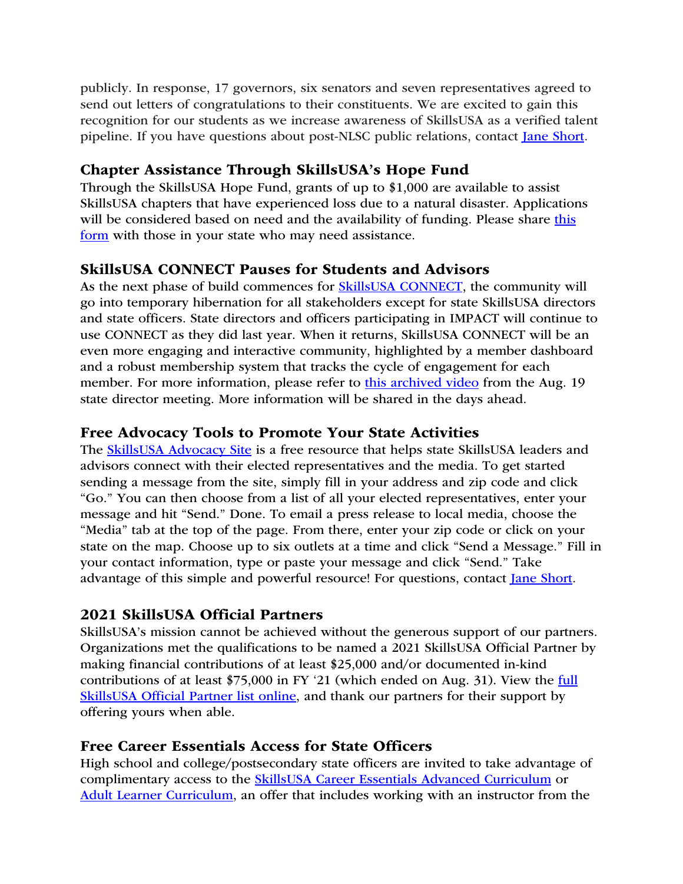publicly. In response, 17 governors, six senators and seven representatives agreed to send out letters of congratulations to their constituents. We are excited to gain this recognition for our students as we increase awareness of SkillsUSA as a verified talent pipeline. If you have questions about post-NLSC public relations, contact Jane Short.

## Chapter Assistance Through SkillsUSA's Hope Fund

Through the SkillsUSA Hope Fund, grants of up to $1,000 are available to assist SkillsUSA chapters that have experienced loss due to a natural disaster. Applications will be considered based on need and the availability of funding. Please share this form with those in your state who may need assistance.

## SkillsUSA CONNECT Pauses for Students and Advisors

As the next phase of build commences for SkillsUSA CONNECT, the community will go into temporary hibernation for all stakeholders except for state SkillsUSA directors and state officers. State directors and officers participating in IMPACT will continue to use CONNECT as they did last year. When it returns, SkillsUSA CONNECT will be an even more engaging and interactive community, highlighted by a member dashboard and a robust membership system that tracks the cycle of engagement for each member. For more information, please refer to this archived video from the Aug. 19 state director meeting. More information will be shared in the days ahead.

## Free Advocacy Tools to Promote Your State Activities

The SkillsUSA Advocacy Site is a free resource that helps state SkillsUSA leaders and advisors connect with their elected representatives and the media. To get started sending a message from the site, simply fill in your address and zip code and click "Go." You can then choose from a list of all your elected representatives, enter your message and hit "Send." Done. To email a press release to local media, choose the "Media" tab at the top of the page. From there, enter your zip code or click on your state on the map. Choose up to six outlets at a time and click "Send a Message." Fill in your contact information, type or paste your message and click "Send." Take advantage of this simple and powerful resource! For questions, contact Jane Short.

## 2021 SkillsUSA Official Partners

SkillsUSA's mission cannot be achieved without the generous support of our partners. Organizations met the qualifications to be named a 2021 SkillsUSA Official Partner by making financial contributions of at least $25,000 and/or documented in-kind contributions of at least $75,000 in FY '21 (which ended on Aug. 31). View the full SkillsUSA Official Partner list online, and thank our partners for their support by offering yours when able.

## Free Career Essentials Access for State Officers

High school and college/postsecondary state officers are invited to take advantage of complimentary access to the SkillsUSA Career Essentials Advanced Curriculum or Adult Learner Curriculum, an offer that includes working with an instructor from the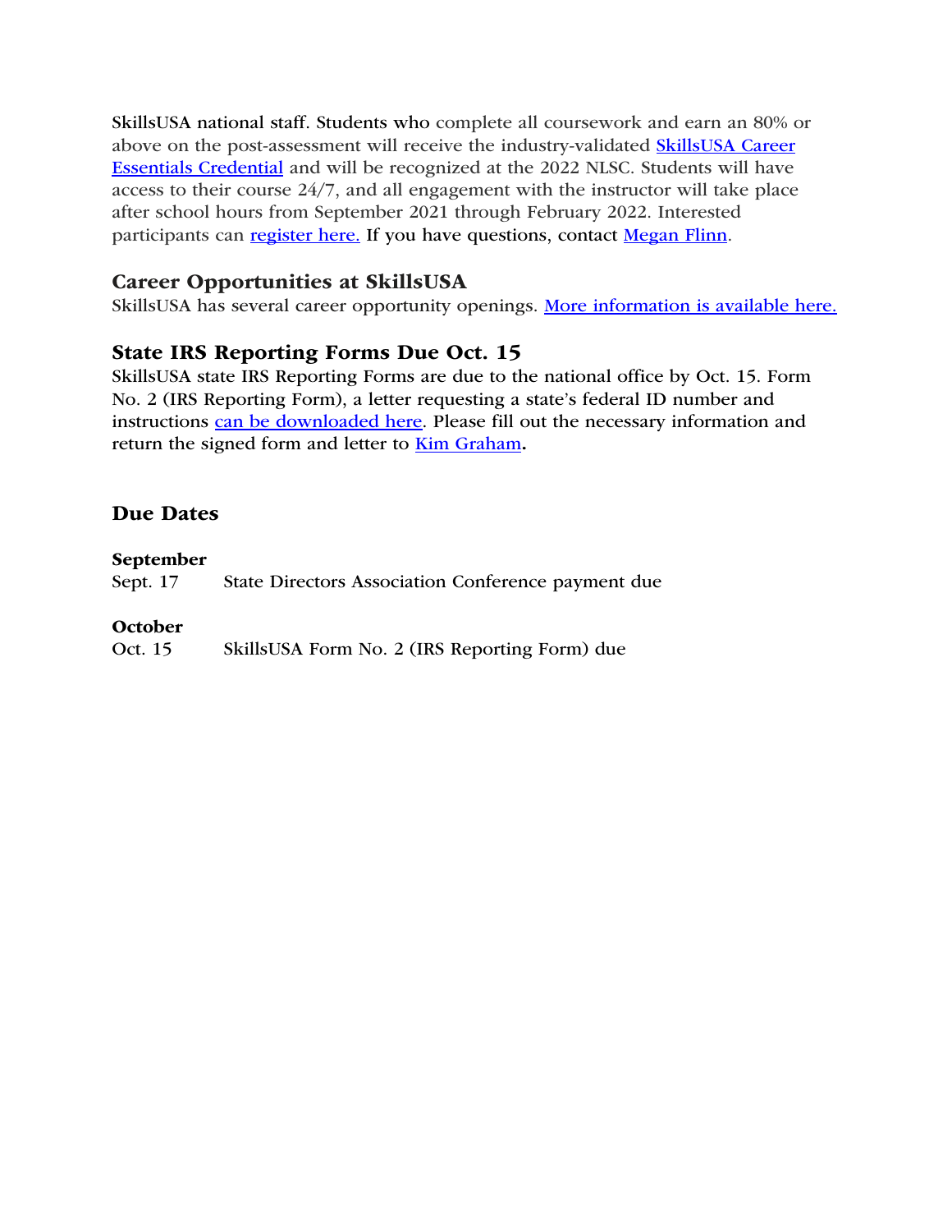SkillsUSA national staff. Students who complete all coursework and earn an 80% or above on the post-assessment will receive the industry-validated SkillsUSA Career Essentials Credential and will be recognized at the 2022 NLSC. Students will have access to their course 24/7, and all engagement with the instructor will take place after school hours from September 2021 through February 2022. Interested participants can register here. If you have questions, contact Megan Flinn.

### Career Opportunities at SkillsUSA

SkillsUSA has several career opportunity openings. More information is available here.

### State IRS Reporting Forms Due Oct. 15

SkillsUSA state IRS Reporting Forms are due to the national office by Oct. 15. Form No. 2 (IRS Reporting Form), a letter requesting a state's federal ID number and instructions can be downloaded here. Please fill out the necessary information and return the signed form and letter to Kim Graham**.**

### Due Dates

**September**

Sept. 17 State Directors Association Conference payment due

**October**

Oct. 15 SkillsUSA Form No. 2 (IRS Reporting Form) due